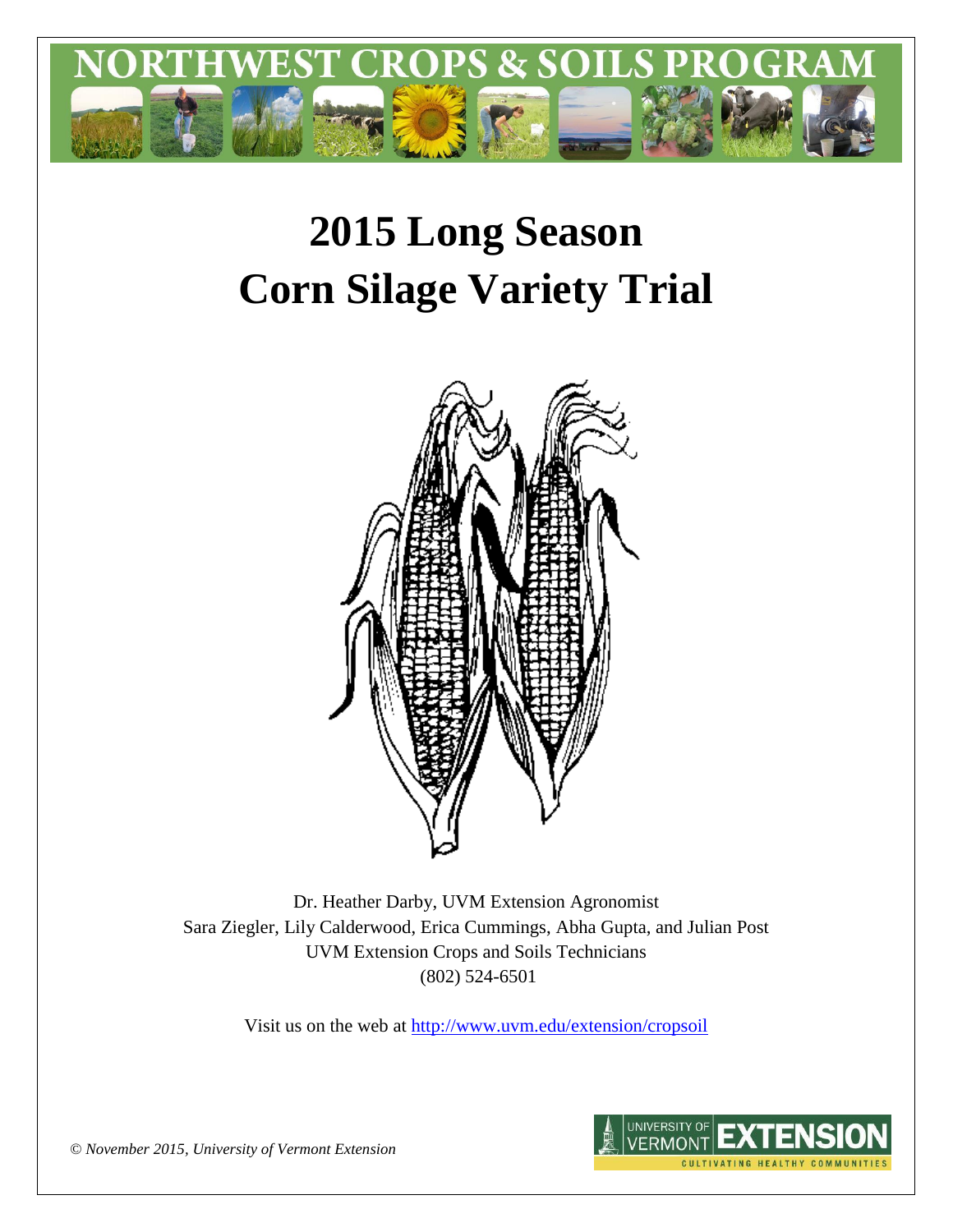# NORTHWEST CROPS & SOILS PROGRAM

# 2015 Long Season Corn Silage Variety Trial

Dr. Heather Darby, UVM Extension Agronomist
Sara Ziegler, Lily Calderwood, Erica Cummings, Abha Gupta, and Julian Post
UVM Extension Crops and Soils Technicians
(802) 524-6501

Visit us on the web at http://www.uvm.edu/extension/cropsoil

*© November 2015, University of Vermont Extension*

UNIVERSITY OF VERMONT EXTENSION
CULTIVATING HEALTHY COMMUNITIES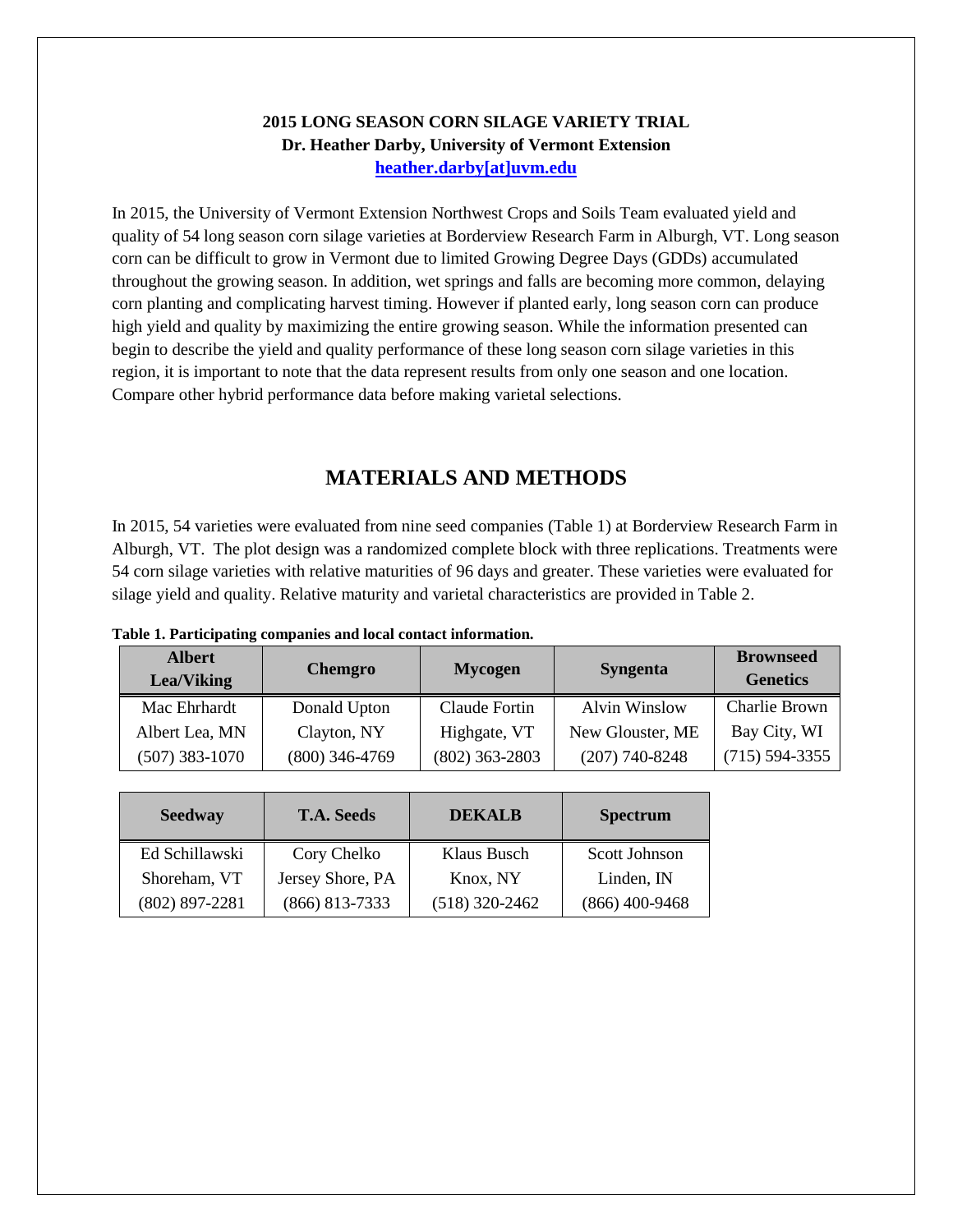**2015 LONG SEASON CORN SILAGE VARIETY TRIAL**
**Dr. Heather Darby, University of Vermont Extension**
**heather.darby[at]uvm.edu**

In 2015, the University of Vermont Extension Northwest Crops and Soils Team evaluated yield and quality of 54 long season corn silage varieties at Borderview Research Farm in Alburgh, VT. Long season corn can be difficult to grow in Vermont due to limited Growing Degree Days (GDDs) accumulated throughout the growing season. In addition, wet springs and falls are becoming more common, delaying corn planting and complicating harvest timing. However if planted early, long season corn can produce high yield and quality by maximizing the entire growing season. While the information presented can begin to describe the yield and quality performance of these long season corn silage varieties in this region, it is important to note that the data represent results from only one season and one location. Compare other hybrid performance data before making varietal selections.

# MATERIALS AND METHODS

In 2015, 54 varieties were evaluated from nine seed companies (Table 1) at Borderview Research Farm in Alburgh, VT. The plot design was a randomized complete block with three replications. Treatments were 54 corn silage varieties with relative maturities of 96 days and greater. These varieties were evaluated for silage yield and quality. Relative maturity and varietal characteristics are provided in Table 2.

**Table 1. Participating companies and local contact information.**

| Albert Lea/Viking | Chemgro | Mycogen | Syngenta | Brownseed Genetics |
|---|---|---|---|---|
| Mac Ehrhardt | Donald Upton | Claude Fortin | Alvin Winslow | Charlie Brown |
| Albert Lea, MN | Clayton, NY | Highgate, VT | New Glouster, ME | Bay City, WI |
| (507) 383-1070 | (800) 346-4769 | (802) 363-2803 | (207) 740-8248 | (715) 594-3355 |

| Seedway | T.A. Seeds | DEKALB | Spectrum |
|---|---|---|---|
| Ed Schillawski | Cory Chelko | Klaus Busch | Scott Johnson |
| Shoreham, VT | Jersey Shore, PA | Knox, NY | Linden, IN |
| (802) 897-2281 | (866) 813-7333 | (518) 320-2462 | (866) 400-9468 |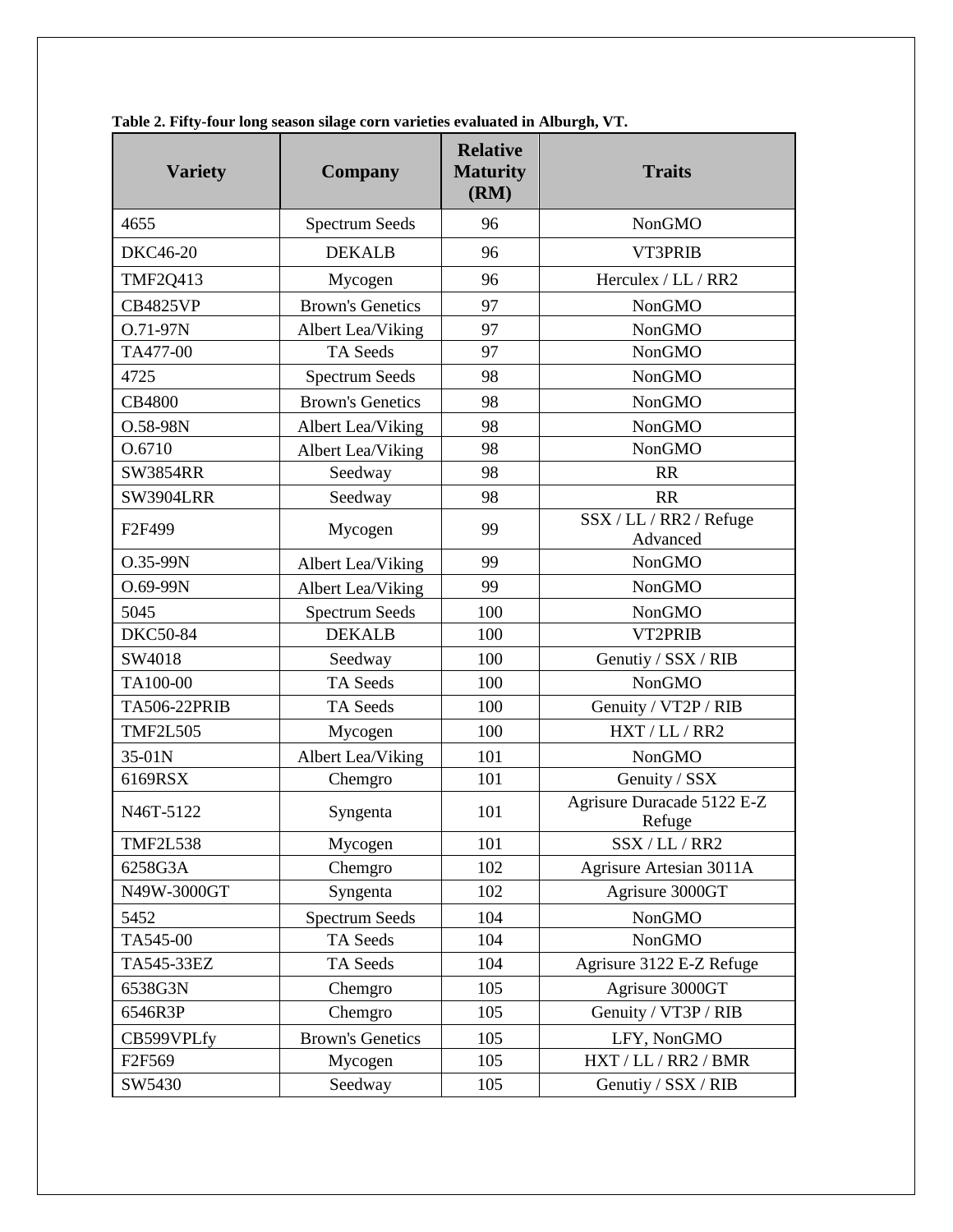**Table 2. Fifty-four long season silage corn varieties evaluated in Alburgh, VT.**

| Variety | Company | Relative Maturity (RM) | Traits |
|---|---|---|---|
| 4655 | Spectrum Seeds | 96 | NonGMO |
| DKC46-20 | DEKALB | 96 | VT3PRIB |
| TMF2Q413 | Mycogen | 96 | Herculex / LL / RR2 |
| CB4825VP | Brown's Genetics | 97 | NonGMO |
| O.71-97N | Albert Lea/Viking | 97 | NonGMO |
| TA477-00 | TA Seeds | 97 | NonGMO |
| 4725 | Spectrum Seeds | 98 | NonGMO |
| CB4800 | Brown's Genetics | 98 | NonGMO |
| O.58-98N | Albert Lea/Viking | 98 | NonGMO |
| O.6710 | Albert Lea/Viking | 98 | NonGMO |
| SW3854RR | Seedway | 98 | RR |
| SW3904LRR | Seedway | 98 | RR |
| F2F499 | Mycogen | 99 | SSX / LL / RR2 / Refuge Advanced |
| O.35-99N | Albert Lea/Viking | 99 | NonGMO |
| O.69-99N | Albert Lea/Viking | 99 | NonGMO |
| 5045 | Spectrum Seeds | 100 | NonGMO |
| DKC50-84 | DEKALB | 100 | VT2PRIB |
| SW4018 | Seedway | 100 | Genutiy / SSX / RIB |
| TA100-00 | TA Seeds | 100 | NonGMO |
| TA506-22PRIB | TA Seeds | 100 | Genuity / VT2P / RIB |
| TMF2L505 | Mycogen | 100 | HXT / LL / RR2 |
| 35-01N | Albert Lea/Viking | 101 | NonGMO |
| 6169RSX | Chemgro | 101 | Genuity / SSX |
| N46T-5122 | Syngenta | 101 | Agrisure Duracade 5122 E-Z Refuge |
| TMF2L538 | Mycogen | 101 | SSX / LL / RR2 |
| 6258G3A | Chemgro | 102 | Agrisure Artesian 3011A |
| N49W-3000GT | Syngenta | 102 | Agrisure 3000GT |
| 5452 | Spectrum Seeds | 104 | NonGMO |
| TA545-00 | TA Seeds | 104 | NonGMO |
| TA545-33EZ | TA Seeds | 104 | Agrisure 3122 E-Z Refuge |
| 6538G3N | Chemgro | 105 | Agrisure 3000GT |
| 6546R3P | Chemgro | 105 | Genuity / VT3P / RIB |
| CB599VPLfy | Brown's Genetics | 105 | LFY, NonGMO |
| F2F569 | Mycogen | 105 | HXT / LL / RR2 / BMR |
| SW5430 | Seedway | 105 | Genutiy / SSX / RIB |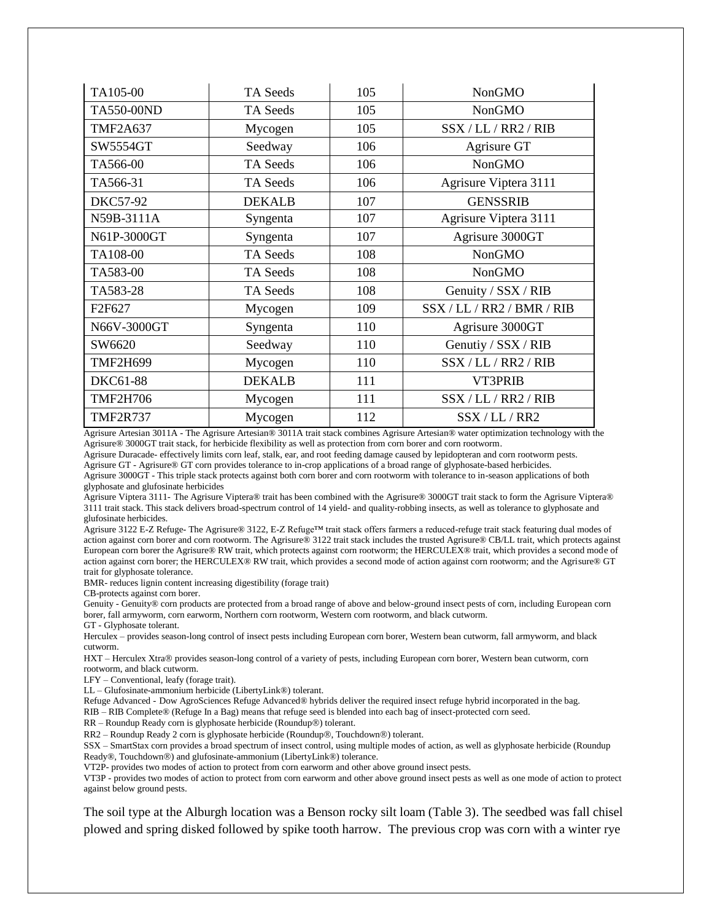| TA105-00 | TA Seeds | 105 | NonGMO |
|---|---|---|---|
| TA550-00ND | TA Seeds | 105 | NonGMO |
| TMF2A637 | Mycogen | 105 | SSX / LL / RR2 / RIB |
| SW5554GT | Seedway | 106 | Agrisure GT |
| TA566-00 | TA Seeds | 106 | NonGMO |
| TA566-31 | TA Seeds | 106 | Agrisure Viptera 3111 |
| DKC57-92 | DEKALB | 107 | GENSSRIB |
| N59B-3111A | Syngenta | 107 | Agrisure Viptera 3111 |
| N61P-3000GT | Syngenta | 107 | Agrisure 3000GT |
| TA108-00 | TA Seeds | 108 | NonGMO |
| TA583-00 | TA Seeds | 108 | NonGMO |
| TA583-28 | TA Seeds | 108 | Genuity / SSX / RIB |
| F2F627 | Mycogen | 109 | SSX / LL / RR2 / BMR / RIB |
| N66V-3000GT | Syngenta | 110 | Agrisure 3000GT |
| SW6620 | Seedway | 110 | Genutiy / SSX / RIB |
| TMF2H699 | Mycogen | 110 | SSX / LL / RR2 / RIB |
| DKC61-88 | DEKALB | 111 | VT3PRIB |
| TMF2H706 | Mycogen | 111 | SSX / LL / RR2 / RIB |
| TMF2R737 | Mycogen | 112 | SSX / LL / RR2 |

Agrisure Artesian 3011A - The Agrisure Artesian® 3011A trait stack combines Agrisure Artesian® water optimization technology with the Agrisure® 3000GT trait stack, for herbicide flexibility as well as protection from corn borer and corn rootworm.

Agrisure Duracade- effectively limits corn leaf, stalk, ear, and root feeding damage caused by lepidopteran and corn rootworm pests.

Agrisure GT - Agrisure® GT corn provides tolerance to in-crop applications of a broad range of glyphosate-based herbicides.

Agrisure 3000GT - This triple stack protects against both corn borer and corn rootworm with tolerance to in-season applications of both glyphosate and glufosinate herbicides

Agrisure Viptera 3111- The Agrisure Viptera® trait has been combined with the Agrisure® 3000GT trait stack to form the Agrisure Viptera® 3111 trait stack. This stack delivers broad-spectrum control of 14 yield- and quality-robbing insects, as well as tolerance to glyphosate and glufosinate herbicides.

Agrisure 3122 E-Z Refuge- The Agrisure® 3122, E-Z Refuge™ trait stack offers farmers a reduced-refuge trait stack featuring dual modes of action against corn borer and corn rootworm. The Agrisure® 3122 trait stack includes the trusted Agrisure® CB/LL trait, which protects against European corn borer the Agrisure® RW trait, which protects against corn rootworm; the HERCULEX® trait, which provides a second mode of action against corn borer; the HERCULEX® RW trait, which provides a second mode of action against corn rootworm; and the Agrisure® GT trait for glyphosate tolerance.

BMR- reduces lignin content increasing digestibility (forage trait)

CB-protects against corn borer.

Genuity - Genuity® corn products are protected from a broad range of above and below-ground insect pests of corn, including European corn borer, fall armyworm, corn earworm, Northern corn rootworm, Western corn rootworm, and black cutworm.

GT - Glyphosate tolerant.

Herculex – provides season-long control of insect pests including European corn borer, Western bean cutworm, fall armyworm, and black cutworm.

HXT – Herculex Xtra® provides season-long control of a variety of pests, including European corn borer, Western bean cutworm, corn rootworm, and black cutworm.

LFY – Conventional, leafy (forage trait).

LL – Glufosinate-ammonium herbicide (LibertyLink®) tolerant.

Refuge Advanced - Dow AgroSciences Refuge Advanced® hybrids deliver the required insect refuge hybrid incorporated in the bag.

RIB – RIB Complete® (Refuge In a Bag) means that refuge seed is blended into each bag of insect-protected corn seed.

RR – Roundup Ready corn is glyphosate herbicide (Roundup®) tolerant.

RR2 – Roundup Ready 2 corn is glyphosate herbicide (Roundup®, Touchdown®) tolerant.

SSX – SmartStax corn provides a broad spectrum of insect control, using multiple modes of action, as well as glyphosate herbicide (Roundup Ready®, Touchdown®) and glufosinate-ammonium (LibertyLink®) tolerance.

VT2P- provides two modes of action to protect from corn earworm and other above ground insect pests.

VT3P - provides two modes of action to protect from corn earworm and other above ground insect pests as well as one mode of action to protect against below ground pests.

The soil type at the Alburgh location was a Benson rocky silt loam (Table 3). The seedbed was fall chisel plowed and spring disked followed by spike tooth harrow. The previous crop was corn with a winter rye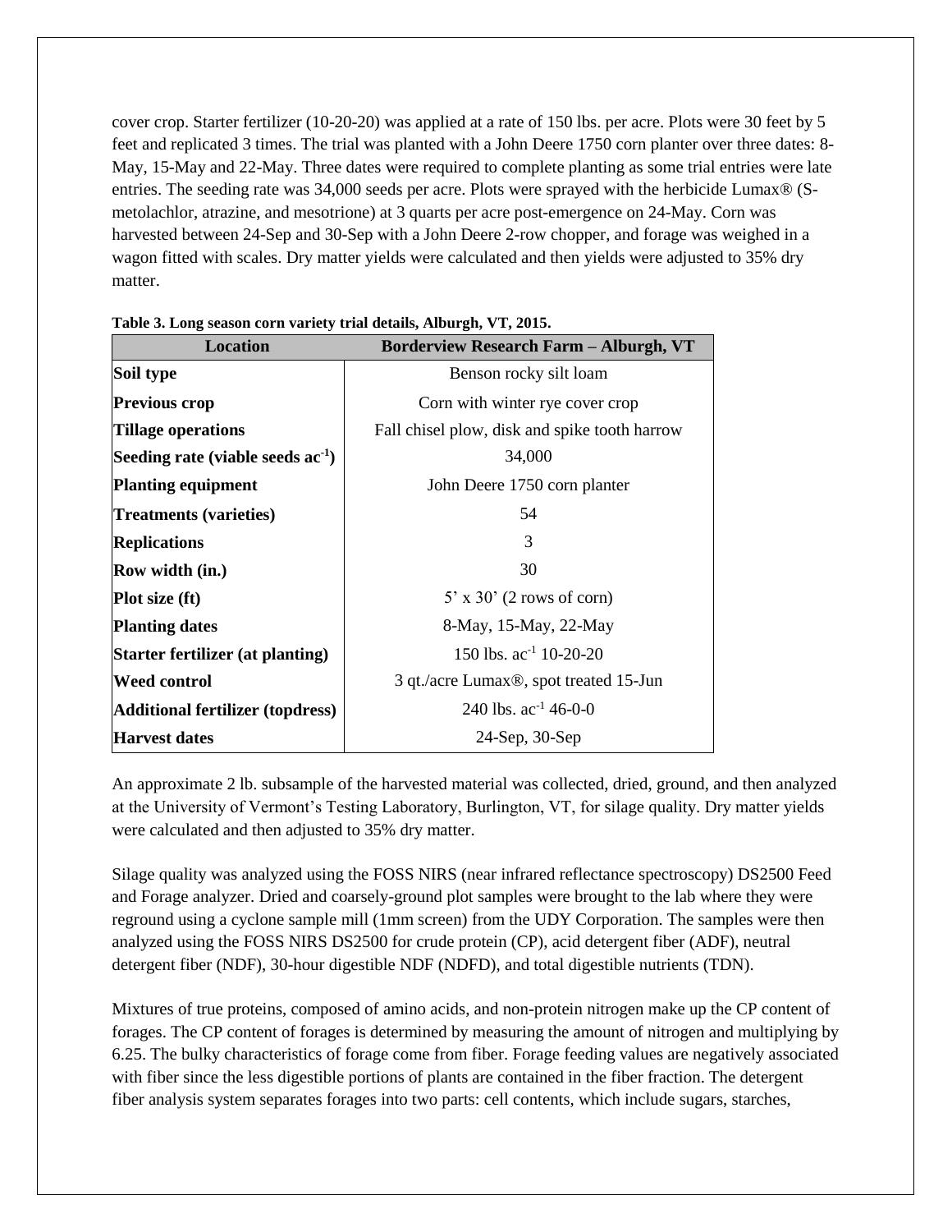cover crop. Starter fertilizer (10-20-20) was applied at a rate of 150 lbs. per acre. Plots were 30 feet by 5 feet and replicated 3 times. The trial was planted with a John Deere 1750 corn planter over three dates: 8-May, 15-May and 22-May. Three dates were required to complete planting as some trial entries were late entries. The seeding rate was 34,000 seeds per acre. Plots were sprayed with the herbicide Lumax® (S-metolachlor, atrazine, and mesotrione) at 3 quarts per acre post-emergence on 24-May. Corn was harvested between 24-Sep and 30-Sep with a John Deere 2-row chopper, and forage was weighed in a wagon fitted with scales. Dry matter yields were calculated and then yields were adjusted to 35% dry matter.

**Table 3. Long season corn variety trial details, Alburgh, VT, 2015.**

| Location | Borderview Research Farm – Alburgh, VT |
|---|---|
| **Soil type** | Benson rocky silt loam |
| **Previous crop** | Corn with winter rye cover crop |
| **Tillage operations** | Fall chisel plow, disk and spike tooth harrow |
| **Seeding rate (viable seeds $ac^{-1}$)** | 34,000 |
| **Planting equipment** | John Deere 1750 corn planter |
| **Treatments (varieties)** | 54 |
| **Replications** | 3 |
| **Row width (in.)** | 30 |
| **Plot size (ft)** | 5' x 30' (2 rows of corn) |
| **Planting dates** | 8-May, 15-May, 22-May |
| **Starter fertilizer (at planting)** | 150 lbs. $ac^{-1}$ 10-20-20 |
| **Weed control** | 3 qt./acre Lumax®, spot treated 15-Jun |
| **Additional fertilizer (topdress)** | 240 lbs. $ac^{-1}$ 46-0-0 |
| **Harvest dates** | 24-Sep, 30-Sep |

An approximate 2 lb. subsample of the harvested material was collected, dried, ground, and then analyzed at the University of Vermont's Testing Laboratory, Burlington, VT, for silage quality. Dry matter yields were calculated and then adjusted to 35% dry matter.

Silage quality was analyzed using the FOSS NIRS (near infrared reflectance spectroscopy) DS2500 Feed and Forage analyzer. Dried and coarsely-ground plot samples were brought to the lab where they were reground using a cyclone sample mill (1mm screen) from the UDY Corporation. The samples were then analyzed using the FOSS NIRS DS2500 for crude protein (CP), acid detergent fiber (ADF), neutral detergent fiber (NDF), 30-hour digestible NDF (NDFD), and total digestible nutrients (TDN).

Mixtures of true proteins, composed of amino acids, and non-protein nitrogen make up the CP content of forages. The CP content of forages is determined by measuring the amount of nitrogen and multiplying by 6.25. The bulky characteristics of forage come from fiber. Forage feeding values are negatively associated with fiber since the less digestible portions of plants are contained in the fiber fraction. The detergent fiber analysis system separates forages into two parts: cell contents, which include sugars, starches,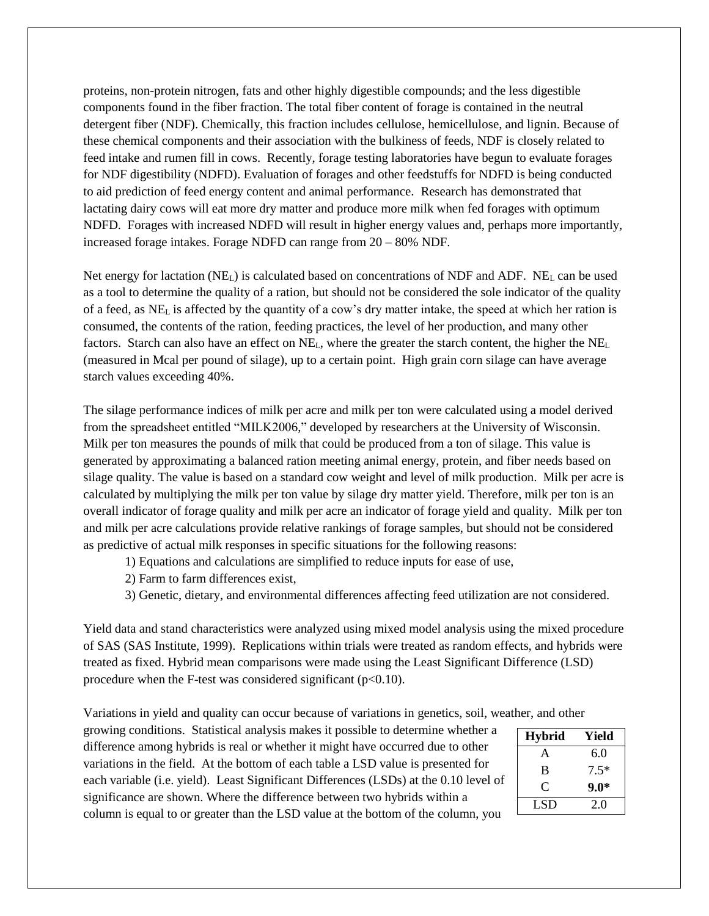proteins, non-protein nitrogen, fats and other highly digestible compounds; and the less digestible components found in the fiber fraction. The total fiber content of forage is contained in the neutral detergent fiber (NDF). Chemically, this fraction includes cellulose, hemicellulose, and lignin. Because of these chemical components and their association with the bulkiness of feeds, NDF is closely related to feed intake and rumen fill in cows. Recently, forage testing laboratories have begun to evaluate forages for NDF digestibility (NDFD). Evaluation of forages and other feedstuffs for NDFD is being conducted to aid prediction of feed energy content and animal performance. Research has demonstrated that lactating dairy cows will eat more dry matter and produce more milk when fed forages with optimum NDFD. Forages with increased NDFD will result in higher energy values and, perhaps more importantly, increased forage intakes. Forage NDFD can range from 20 – 80% NDF.

Net energy for lactation ($NE_L$) is calculated based on concentrations of NDF and ADF. $NE_L$ can be used as a tool to determine the quality of a ration, but should not be considered the sole indicator of the quality of a feed, as $NE_L$ is affected by the quantity of a cow's dry matter intake, the speed at which her ration is consumed, the contents of the ration, feeding practices, the level of her production, and many other factors. Starch can also have an effect on $NE_L$, where the greater the starch content, the higher the $NE_L$ (measured in Mcal per pound of silage), up to a certain point. High grain corn silage can have average starch values exceeding 40%.

The silage performance indices of milk per acre and milk per ton were calculated using a model derived from the spreadsheet entitled "MILK2006," developed by researchers at the University of Wisconsin. Milk per ton measures the pounds of milk that could be produced from a ton of silage. This value is generated by approximating a balanced ration meeting animal energy, protein, and fiber needs based on silage quality. The value is based on a standard cow weight and level of milk production. Milk per acre is calculated by multiplying the milk per ton value by silage dry matter yield. Therefore, milk per ton is an overall indicator of forage quality and milk per acre an indicator of forage yield and quality. Milk per ton and milk per acre calculations provide relative rankings of forage samples, but should not be considered as predictive of actual milk responses in specific situations for the following reasons:

1) Equations and calculations are simplified to reduce inputs for ease of use,
2) Farm to farm differences exist,
3) Genetic, dietary, and environmental differences affecting feed utilization are not considered.

Yield data and stand characteristics were analyzed using mixed model analysis using the mixed procedure of SAS (SAS Institute, 1999). Replications within trials were treated as random effects, and hybrids were treated as fixed. Hybrid mean comparisons were made using the Least Significant Difference (LSD) procedure when the F-test was considered significant ($p<0.10$).

Variations in yield and quality can occur because of variations in genetics, soil, weather, and other growing conditions. Statistical analysis makes it possible to determine whether a difference among hybrids is real or whether it might have occurred due to other variations in the field. At the bottom of each table a LSD value is presented for each variable (i.e. yield). Least Significant Differences (LSDs) at the 0.10 level of significance are shown. Where the difference between two hybrids within a column is equal to or greater than the LSD value at the bottom of the column, you

| Hybrid | Yield |
|---|---|
| A | 6.0 |
| B | 7.5* |
| C | **9.0*** |
| LSD | 2.0 |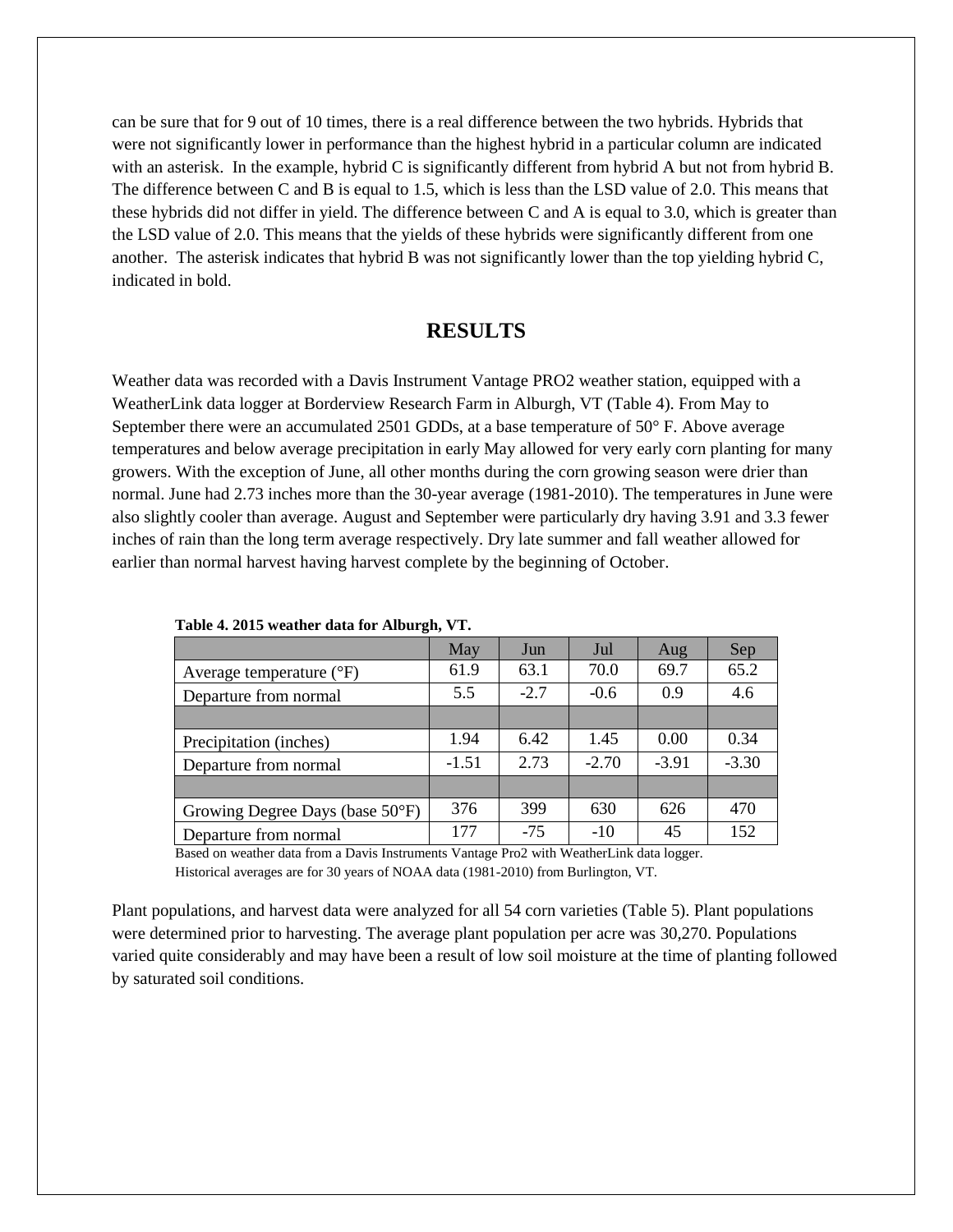can be sure that for 9 out of 10 times, there is a real difference between the two hybrids. Hybrids that were not significantly lower in performance than the highest hybrid in a particular column are indicated with an asterisk. In the example, hybrid C is significantly different from hybrid A but not from hybrid B. The difference between C and B is equal to 1.5, which is less than the LSD value of 2.0. This means that these hybrids did not differ in yield. The difference between C and A is equal to 3.0, which is greater than the LSD value of 2.0. This means that the yields of these hybrids were significantly different from one another. The asterisk indicates that hybrid B was not significantly lower than the top yielding hybrid C, indicated in bold.

## RESULTS

Weather data was recorded with a Davis Instrument Vantage PRO2 weather station, equipped with a WeatherLink data logger at Borderview Research Farm in Alburgh, VT (Table 4). From May to September there were an accumulated 2501 GDDs, at a base temperature of 50° F. Above average temperatures and below average precipitation in early May allowed for very early corn planting for many growers. With the exception of June, all other months during the corn growing season were drier than normal. June had 2.73 inches more than the 30-year average (1981-2010). The temperatures in June were also slightly cooler than average. August and September were particularly dry having 3.91 and 3.3 fewer inches of rain than the long term average respectively. Dry late summer and fall weather allowed for earlier than normal harvest having harvest complete by the beginning of October.

**Table 4. 2015 weather data for Alburgh, VT.**

| | May | Jun | Jul | Aug | Sep |
|---|---|---|---|---|---|
| Average temperature (°F) | 61.9 | 63.1 | 70.0 | 69.7 | 65.2 |
| Departure from normal | 5.5 | -2.7 | -0.6 | 0.9 | 4.6 |
| | | | | | |
| Precipitation (inches) | 1.94 | 6.42 | 1.45 | 0.00 | 0.34 |
| Departure from normal | -1.51 | 2.73 | -2.70 | -3.91 | -3.30 |
| | | | | | |
| Growing Degree Days (base 50°F) | 376 | 399 | 630 | 626 | 470 |
| Departure from normal | 177 | -75 | -10 | 45 | 152 |

Based on weather data from a Davis Instruments Vantage Pro2 with WeatherLink data logger.
Historical averages are for 30 years of NOAA data (1981-2010) from Burlington, VT.

Plant populations, and harvest data were analyzed for all 54 corn varieties (Table 5). Plant populations were determined prior to harvesting. The average plant population per acre was 30,270. Populations varied quite considerably and may have been a result of low soil moisture at the time of planting followed by saturated soil conditions.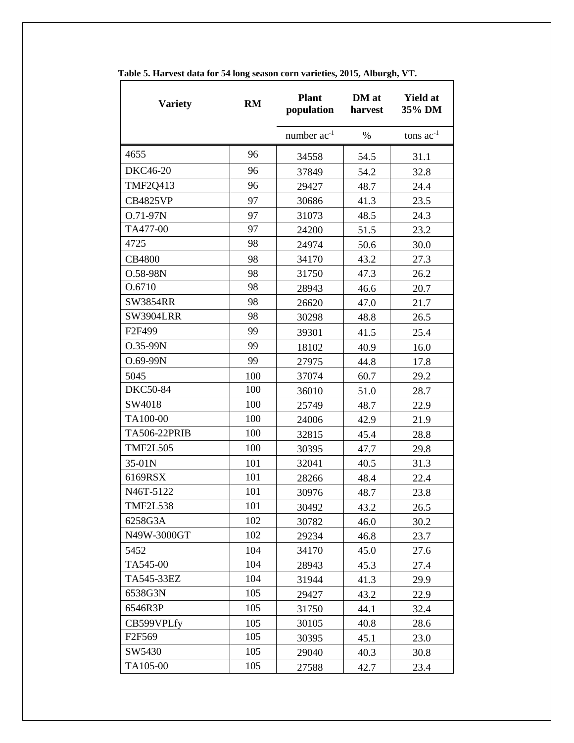**Table 5. Harvest data for 54 long season corn varieties, 2015, Alburgh, VT.**

| Variety | RM | Plant population | DM at harvest | Yield at 35% DM |
|---|---|---|---|---|
| | | number ac$^{-1}$ | % | tons ac$^{-1}$ |
| 4655 | 96 | 34558 | 54.5 | 31.1 |
| DKC46-20 | 96 | 37849 | 54.2 | 32.8 |
| TMF2Q413 | 96 | 29427 | 48.7 | 24.4 |
| CB4825VP | 97 | 30686 | 41.3 | 23.5 |
| O.71-97N | 97 | 31073 | 48.5 | 24.3 |
| TA477-00 | 97 | 24200 | 51.5 | 23.2 |
| 4725 | 98 | 24974 | 50.6 | 30.0 |
| CB4800 | 98 | 34170 | 43.2 | 27.3 |
| O.58-98N | 98 | 31750 | 47.3 | 26.2 |
| O.6710 | 98 | 28943 | 46.6 | 20.7 |
| SW3854RR | 98 | 26620 | 47.0 | 21.7 |
| SW3904LRR | 98 | 30298 | 48.8 | 26.5 |
| F2F499 | 99 | 39301 | 41.5 | 25.4 |
| O.35-99N | 99 | 18102 | 40.9 | 16.0 |
| O.69-99N | 99 | 27975 | 44.8 | 17.8 |
| 5045 | 100 | 37074 | 60.7 | 29.2 |
| DKC50-84 | 100 | 36010 | 51.0 | 28.7 |
| SW4018 | 100 | 25749 | 48.7 | 22.9 |
| TA100-00 | 100 | 24006 | 42.9 | 21.9 |
| TA506-22PRIB | 100 | 32815 | 45.4 | 28.8 |
| TMF2L505 | 100 | 30395 | 47.7 | 29.8 |
| 35-01N | 101 | 32041 | 40.5 | 31.3 |
| 6169RSX | 101 | 28266 | 48.4 | 22.4 |
| N46T-5122 | 101 | 30976 | 48.7 | 23.8 |
| TMF2L538 | 101 | 30492 | 43.2 | 26.5 |
| 6258G3A | 102 | 30782 | 46.0 | 30.2 |
| N49W-3000GT | 102 | 29234 | 46.8 | 23.7 |
| 5452 | 104 | 34170 | 45.0 | 27.6 |
| TA545-00 | 104 | 28943 | 45.3 | 27.4 |
| TA545-33EZ | 104 | 31944 | 41.3 | 29.9 |
| 6538G3N | 105 | 29427 | 43.2 | 22.9 |
| 6546R3P | 105 | 31750 | 44.1 | 32.4 |
| CB599VPLfy | 105 | 30105 | 40.8 | 28.6 |
| F2F569 | 105 | 30395 | 45.1 | 23.0 |
| SW5430 | 105 | 29040 | 40.3 | 30.8 |
| TA105-00 | 105 | 27588 | 42.7 | 23.4 |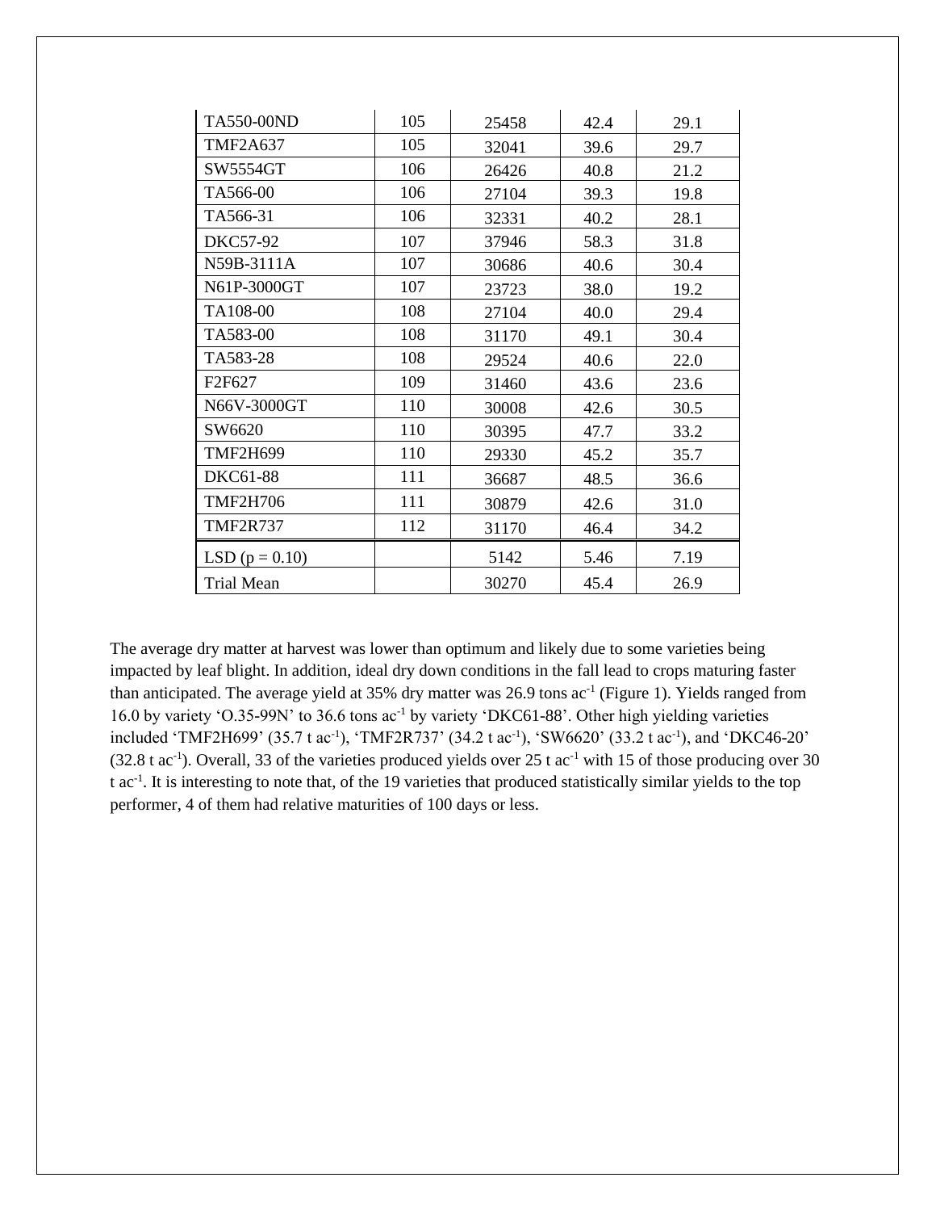| TA550-00ND | 105 | 25458 | 42.4 | 29.1 |
|---|---|---|---|---|
| TMF2A637 | 105 | 32041 | 39.6 | 29.7 |
| SW5554GT | 106 | 26426 | 40.8 | 21.2 |
| TA566-00 | 106 | 27104 | 39.3 | 19.8 |
| TA566-31 | 106 | 32331 | 40.2 | 28.1 |
| DKC57-92 | 107 | 37946 | 58.3 | 31.8 |
| N59B-3111A | 107 | 30686 | 40.6 | 30.4 |
| N61P-3000GT | 107 | 23723 | 38.0 | 19.2 |
| TA108-00 | 108 | 27104 | 40.0 | 29.4 |
| TA583-00 | 108 | 31170 | 49.1 | 30.4 |
| TA583-28 | 108 | 29524 | 40.6 | 22.0 |
| F2F627 | 109 | 31460 | 43.6 | 23.6 |
| N66V-3000GT | 110 | 30008 | 42.6 | 30.5 |
| SW6620 | 110 | 30395 | 47.7 | 33.2 |
| TMF2H699 | 110 | 29330 | 45.2 | 35.7 |
| DKC61-88 | 111 | 36687 | 48.5 | 36.6 |
| TMF2H706 | 111 | 30879 | 42.6 | 31.0 |
| TMF2R737 | 112 | 31170 | 46.4 | 34.2 |
| LSD (p = 0.10) | | 5142 | 5.46 | 7.19 |
| Trial Mean | | 30270 | 45.4 | 26.9 |

The average dry matter at harvest was lower than optimum and likely due to some varieties being impacted by leaf blight. In addition, ideal dry down conditions in the fall lead to crops maturing faster than anticipated. The average yield at 35% dry matter was 26.9 tons $ac^{-1}$ (Figure 1). Yields ranged from 16.0 by variety 'O.35-99N' to 36.6 tons $ac^{-1}$ by variety 'DKC61-88'. Other high yielding varieties included 'TMF2H699' (35.7 t $ac^{-1}$), 'TMF2R737' (34.2 t $ac^{-1}$), 'SW6620' (33.2 t $ac^{-1}$), and 'DKC46-20' (32.8 t $ac^{-1}$). Overall, 33 of the varieties produced yields over 25 t $ac^{-1}$ with 15 of those producing over 30 t $ac^{-1}$. It is interesting to note that, of the 19 varieties that produced statistically similar yields to the top performer, 4 of them had relative maturities of 100 days or less.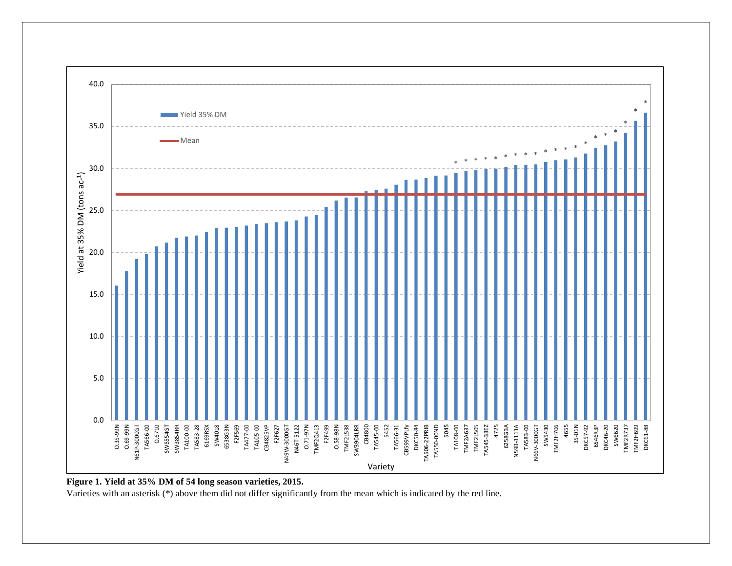**Figure 1. Yield at 35% DM of 54 long season varieties, 2015.**

Varieties with an asterisk (*) above them did not differ significantly from the mean which is indicated by the red line.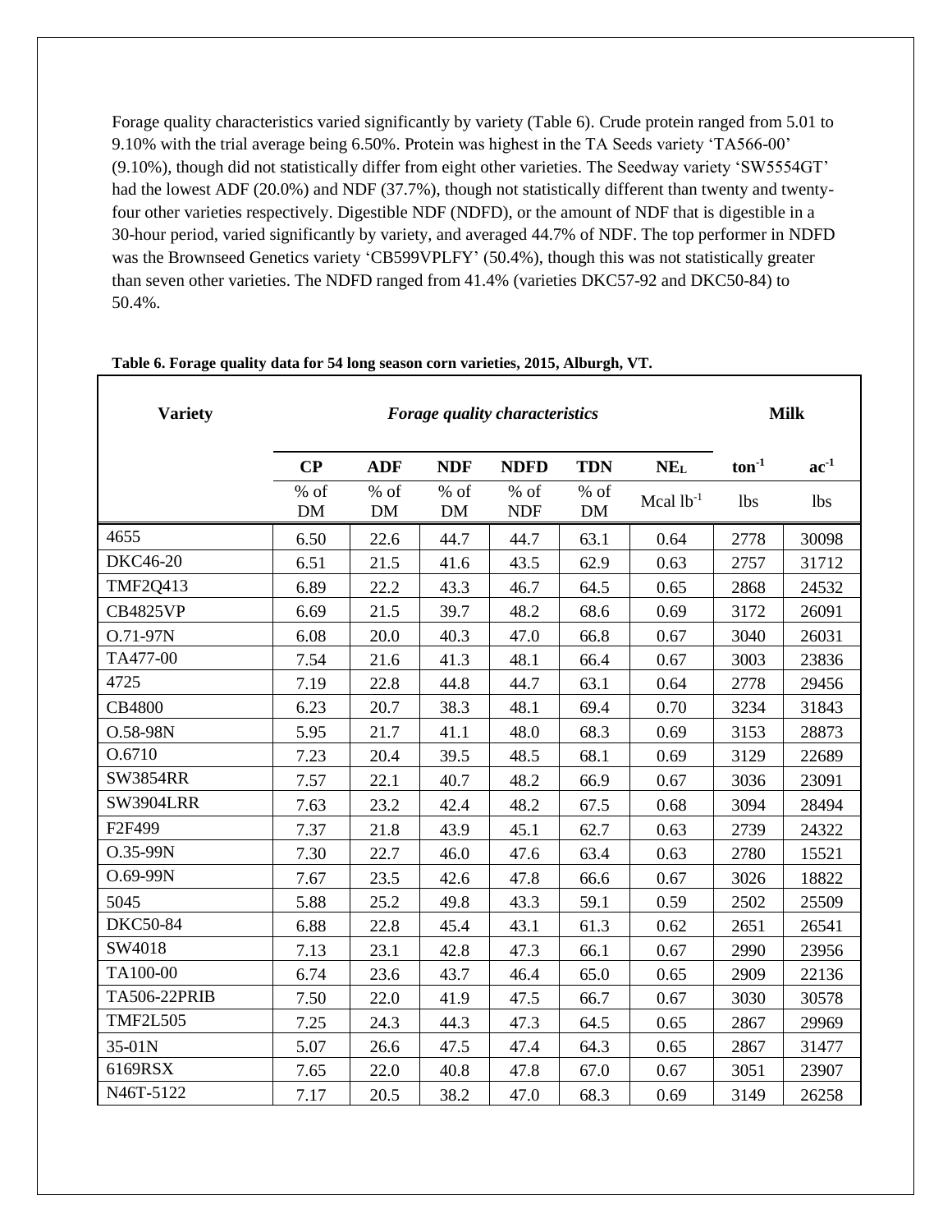Forage quality characteristics varied significantly by variety (Table 6). Crude protein ranged from 5.01 to 9.10% with the trial average being 6.50%. Protein was highest in the TA Seeds variety 'TA566-00' (9.10%), though did not statistically differ from eight other varieties. The Seedway variety 'SW5554GT' had the lowest ADF (20.0%) and NDF (37.7%), though not statistically different than twenty and twenty-four other varieties respectively. Digestible NDF (NDFD), or the amount of NDF that is digestible in a 30-hour period, varied significantly by variety, and averaged 44.7% of NDF. The top performer in NDFD was the Brownseed Genetics variety 'CB599VPLFY' (50.4%), though this was not statistically greater than seven other varieties. The NDFD ranged from 41.4% (varieties DKC57-92 and DKC50-84) to 50.4%.

**Table 6. Forage quality data for 54 long season corn varieties, 2015, Alburgh, VT.**

| Variety | *Forage quality characteristics* | | | | | | Milk | |
|---|---|---|---|---|---|---|---|---|
| | CP | ADF | NDF | NDFD | TDN | $NE_L$ | $ton^{-1}$ | $ac^{-1}$ |
| | % of DM | % of DM | % of DM | % of NDF | % of DM | Mcal $lb^{-1}$ | lbs | lbs |
| 4655 | 6.50 | 22.6 | 44.7 | 44.7 | 63.1 | 0.64 | 2778 | 30098 |
| DKC46-20 | 6.51 | 21.5 | 41.6 | 43.5 | 62.9 | 0.63 | 2757 | 31712 |
| TMF2Q413 | 6.89 | 22.2 | 43.3 | 46.7 | 64.5 | 0.65 | 2868 | 24532 |
| CB4825VP | 6.69 | 21.5 | 39.7 | 48.2 | 68.6 | 0.69 | 3172 | 26091 |
| O.71-97N | 6.08 | 20.0 | 40.3 | 47.0 | 66.8 | 0.67 | 3040 | 26031 |
| TA477-00 | 7.54 | 21.6 | 41.3 | 48.1 | 66.4 | 0.67 | 3003 | 23836 |
| 4725 | 7.19 | 22.8 | 44.8 | 44.7 | 63.1 | 0.64 | 2778 | 29456 |
| CB4800 | 6.23 | 20.7 | 38.3 | 48.1 | 69.4 | 0.70 | 3234 | 31843 |
| O.58-98N | 5.95 | 21.7 | 41.1 | 48.0 | 68.3 | 0.69 | 3153 | 28873 |
| O.6710 | 7.23 | 20.4 | 39.5 | 48.5 | 68.1 | 0.69 | 3129 | 22689 |
| SW3854RR | 7.57 | 22.1 | 40.7 | 48.2 | 66.9 | 0.67 | 3036 | 23091 |
| SW3904LRR | 7.63 | 23.2 | 42.4 | 48.2 | 67.5 | 0.68 | 3094 | 28494 |
| F2F499 | 7.37 | 21.8 | 43.9 | 45.1 | 62.7 | 0.63 | 2739 | 24322 |
| O.35-99N | 7.30 | 22.7 | 46.0 | 47.6 | 63.4 | 0.63 | 2780 | 15521 |
| O.69-99N | 7.67 | 23.5 | 42.6 | 47.8 | 66.6 | 0.67 | 3026 | 18822 |
| 5045 | 5.88 | 25.2 | 49.8 | 43.3 | 59.1 | 0.59 | 2502 | 25509 |
| DKC50-84 | 6.88 | 22.8 | 45.4 | 43.1 | 61.3 | 0.62 | 2651 | 26541 |
| SW4018 | 7.13 | 23.1 | 42.8 | 47.3 | 66.1 | 0.67 | 2990 | 23956 |
| TA100-00 | 6.74 | 23.6 | 43.7 | 46.4 | 65.0 | 0.65 | 2909 | 22136 |
| TA506-22PRIB | 7.50 | 22.0 | 41.9 | 47.5 | 66.7 | 0.67 | 3030 | 30578 |
| TMF2L505 | 7.25 | 24.3 | 44.3 | 47.3 | 64.5 | 0.65 | 2867 | 29969 |
| 35-01N | 5.07 | 26.6 | 47.5 | 47.4 | 64.3 | 0.65 | 2867 | 31477 |
| 6169RSX | 7.65 | 22.0 | 40.8 | 47.8 | 67.0 | 0.67 | 3051 | 23907 |
| N46T-5122 | 7.17 | 20.5 | 38.2 | 47.0 | 68.3 | 0.69 | 3149 | 26258 |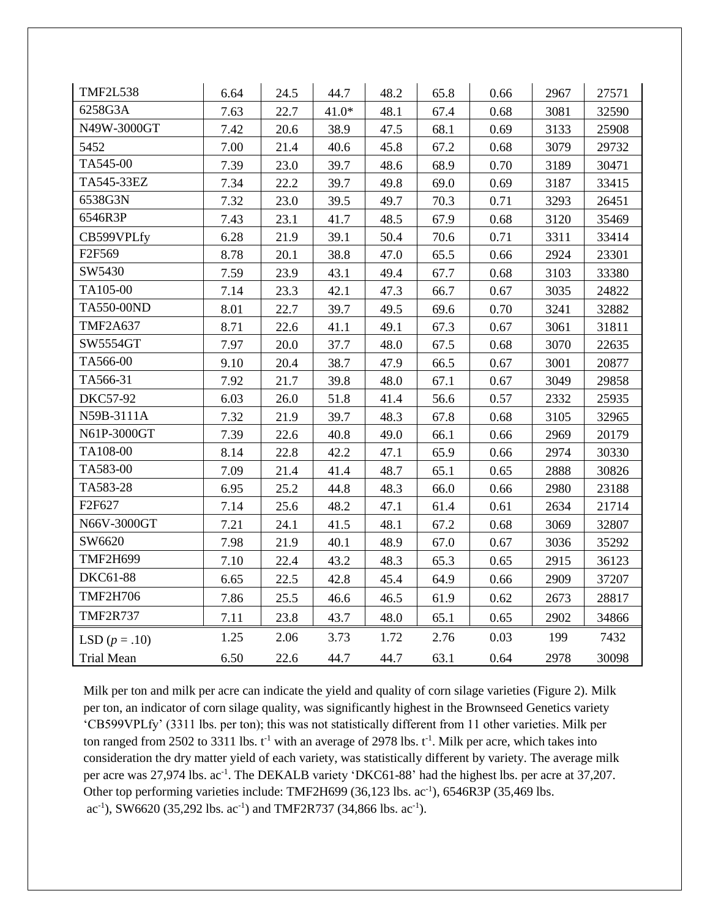| | | | | | | | | |
|---|---|---|---|---|---|---|---|---|
| TMF2L538 | 6.64 | 24.5 | 44.7 | 48.2 | 65.8 | 0.66 | 2967 | 27571 |
| 6258G3A | 7.63 | 22.7 | 41.0* | 48.1 | 67.4 | 0.68 | 3081 | 32590 |
| N49W-3000GT | 7.42 | 20.6 | 38.9 | 47.5 | 68.1 | 0.69 | 3133 | 25908 |
| 5452 | 7.00 | 21.4 | 40.6 | 45.8 | 67.2 | 0.68 | 3079 | 29732 |
| TA545-00 | 7.39 | 23.0 | 39.7 | 48.6 | 68.9 | 0.70 | 3189 | 30471 |
| TA545-33EZ | 7.34 | 22.2 | 39.7 | 49.8 | 69.0 | 0.69 | 3187 | 33415 |
| 6538G3N | 7.32 | 23.0 | 39.5 | 49.7 | 70.3 | 0.71 | 3293 | 26451 |
| 6546R3P | 7.43 | 23.1 | 41.7 | 48.5 | 67.9 | 0.68 | 3120 | 35469 |
| CB599VPLfy | 6.28 | 21.9 | 39.1 | 50.4 | 70.6 | 0.71 | 3311 | 33414 |
| F2F569 | 8.78 | 20.1 | 38.8 | 47.0 | 65.5 | 0.66 | 2924 | 23301 |
| SW5430 | 7.59 | 23.9 | 43.1 | 49.4 | 67.7 | 0.68 | 3103 | 33380 |
| TA105-00 | 7.14 | 23.3 | 42.1 | 47.3 | 66.7 | 0.67 | 3035 | 24822 |
| TA550-00ND | 8.01 | 22.7 | 39.7 | 49.5 | 69.6 | 0.70 | 3241 | 32882 |
| TMF2A637 | 8.71 | 22.6 | 41.1 | 49.1 | 67.3 | 0.67 | 3061 | 31811 |
| SW5554GT | 7.97 | 20.0 | 37.7 | 48.0 | 67.5 | 0.68 | 3070 | 22635 |
| TA566-00 | 9.10 | 20.4 | 38.7 | 47.9 | 66.5 | 0.67 | 3001 | 20877 |
| TA566-31 | 7.92 | 21.7 | 39.8 | 48.0 | 67.1 | 0.67 | 3049 | 29858 |
| DKC57-92 | 6.03 | 26.0 | 51.8 | 41.4 | 56.6 | 0.57 | 2332 | 25935 |
| N59B-3111A | 7.32 | 21.9 | 39.7 | 48.3 | 67.8 | 0.68 | 3105 | 32965 |
| N61P-3000GT | 7.39 | 22.6 | 40.8 | 49.0 | 66.1 | 0.66 | 2969 | 20179 |
| TA108-00 | 8.14 | 22.8 | 42.2 | 47.1 | 65.9 | 0.66 | 2974 | 30330 |
| TA583-00 | 7.09 | 21.4 | 41.4 | 48.7 | 65.1 | 0.65 | 2888 | 30826 |
| TA583-28 | 6.95 | 25.2 | 44.8 | 48.3 | 66.0 | 0.66 | 2980 | 23188 |
| F2F627 | 7.14 | 25.6 | 48.2 | 47.1 | 61.4 | 0.61 | 2634 | 21714 |
| N66V-3000GT | 7.21 | 24.1 | 41.5 | 48.1 | 67.2 | 0.68 | 3069 | 32807 |
| SW6620 | 7.98 | 21.9 | 40.1 | 48.9 | 67.0 | 0.67 | 3036 | 35292 |
| TMF2H699 | 7.10 | 22.4 | 43.2 | 48.3 | 65.3 | 0.65 | 2915 | 36123 |
| DKC61-88 | 6.65 | 22.5 | 42.8 | 45.4 | 64.9 | 0.66 | 2909 | 37207 |
| TMF2H706 | 7.86 | 25.5 | 46.6 | 46.5 | 61.9 | 0.62 | 2673 | 28817 |
| TMF2R737 | 7.11 | 23.8 | 43.7 | 48.0 | 65.1 | 0.65 | 2902 | 34866 |
| LSD ($p$ = .10) | 1.25 | 2.06 | 3.73 | 1.72 | 2.76 | 0.03 | 199 | 7432 |
| Trial Mean | 6.50 | 22.6 | 44.7 | 44.7 | 63.1 | 0.64 | 2978 | 30098 |

Milk per ton and milk per acre can indicate the yield and quality of corn silage varieties (Figure 2). Milk per ton, an indicator of corn silage quality, was significantly highest in the Brownseed Genetics variety 'CB599VPLfy' (3311 lbs. per ton); this was not statistically different from 11 other varieties. Milk per ton ranged from 2502 to 3311 lbs. $t^{-1}$ with an average of 2978 lbs. $t^{-1}$. Milk per acre, which takes into consideration the dry matter yield of each variety, was statistically different by variety. The average milk per acre was 27,974 lbs. $ac^{-1}$. The DEKALB variety 'DKC61-88' had the highest lbs. per acre at 37,207. Other top performing varieties include: TMF2H699 (36,123 lbs. $ac^{-1}$), 6546R3P (35,469 lbs. $ac^{-1}$), SW6620 (35,292 lbs. $ac^{-1}$) and TMF2R737 (34,866 lbs. $ac^{-1}$).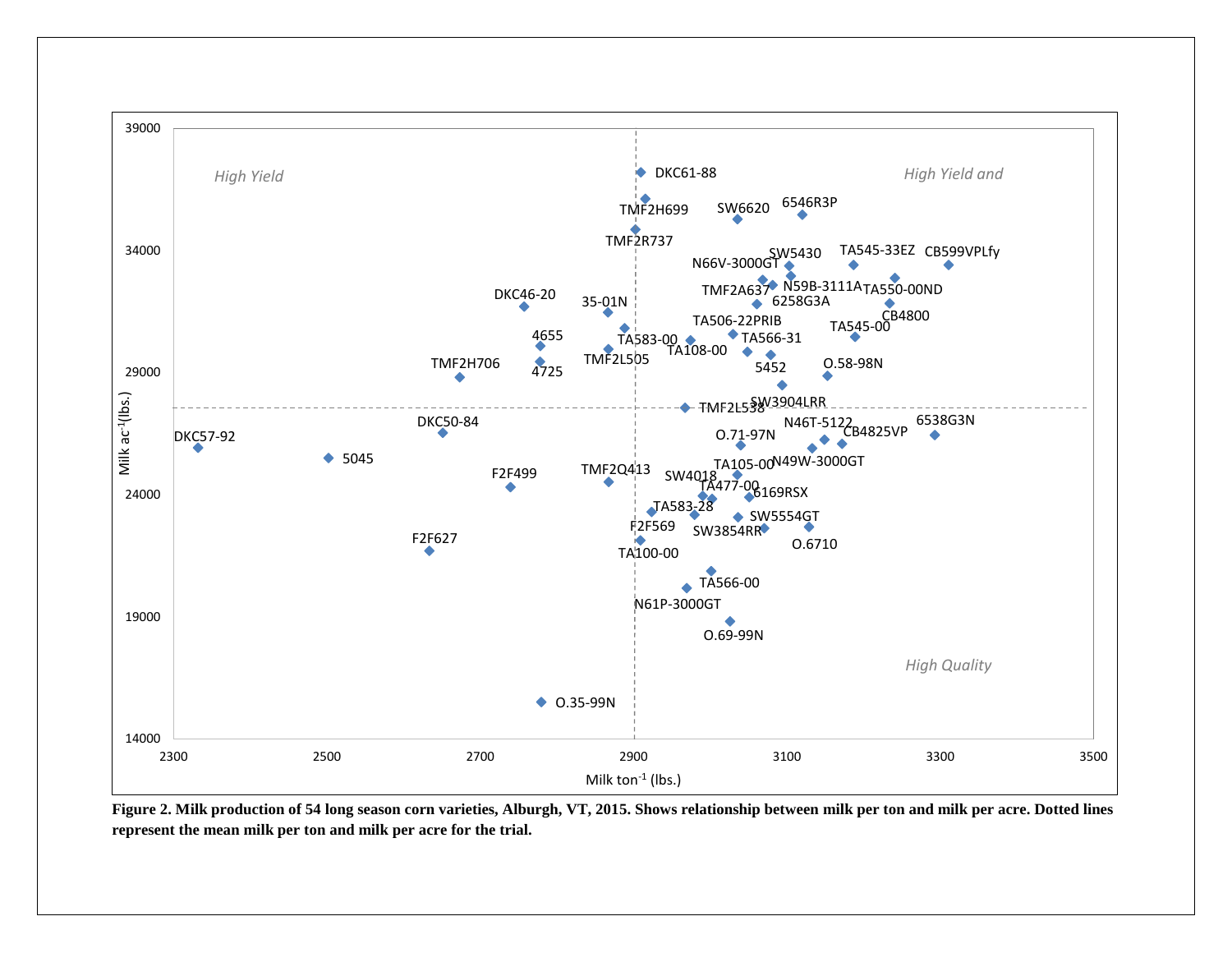**Figure 2. Milk production of 54 long season corn varieties, Alburgh, VT, 2015. Shows relationship between milk per ton and milk per acre. Dotted lines represent the mean milk per ton and milk per acre for the trial.**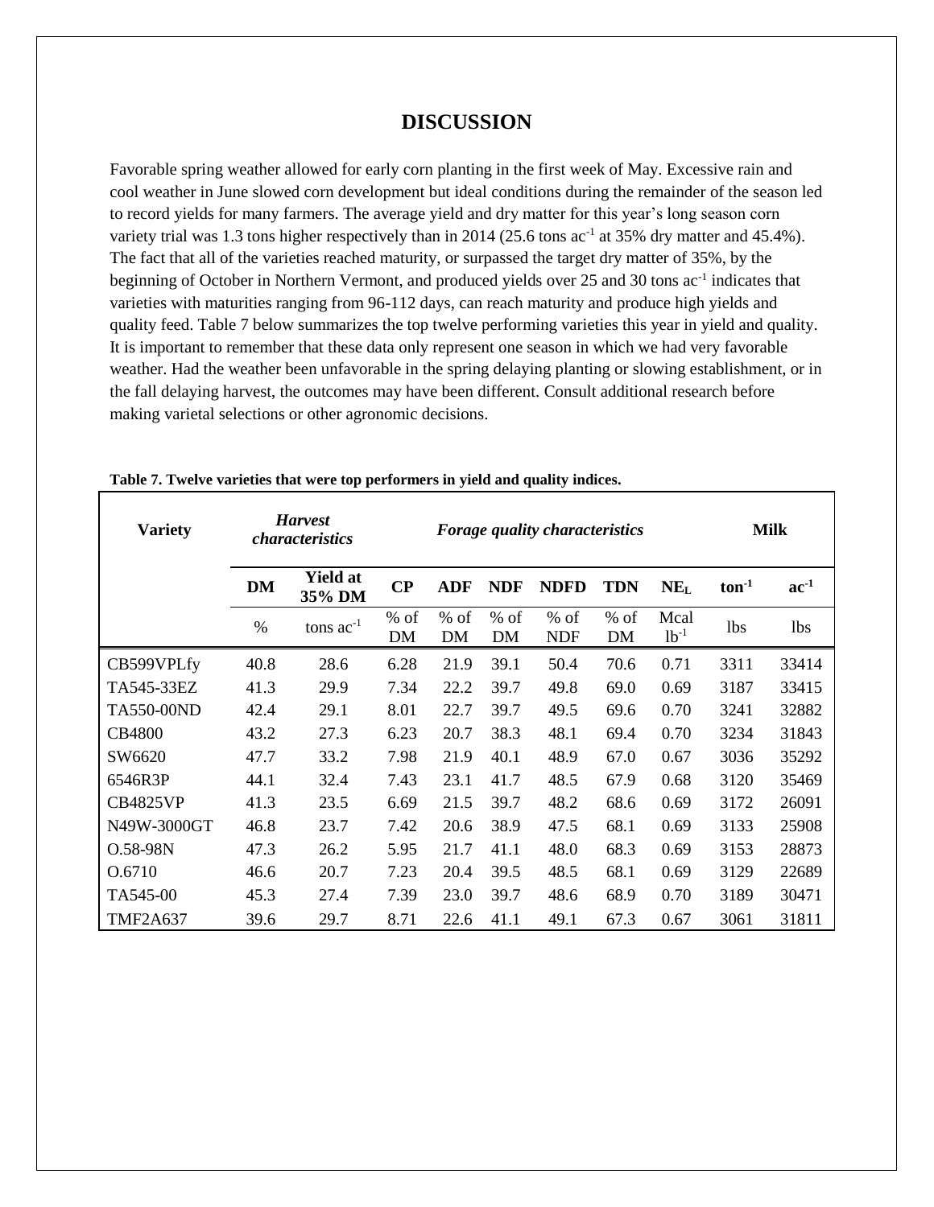# DISCUSSION

Favorable spring weather allowed for early corn planting in the first week of May. Excessive rain and cool weather in June slowed corn development but ideal conditions during the remainder of the season led to record yields for many farmers. The average yield and dry matter for this year's long season corn variety trial was 1.3 tons higher respectively than in 2014 (25.6 tons $ac^{-1}$ at 35% dry matter and 45.4%). The fact that all of the varieties reached maturity, or surpassed the target dry matter of 35%, by the beginning of October in Northern Vermont, and produced yields over 25 and 30 tons $ac^{-1}$ indicates that varieties with maturities ranging from 96-112 days, can reach maturity and produce high yields and quality feed. Table 7 below summarizes the top twelve performing varieties this year in yield and quality. It is important to remember that these data only represent one season in which we had very favorable weather. Had the weather been unfavorable in the spring delaying planting or slowing establishment, or in the fall delaying harvest, the outcomes may have been different. Consult additional research before making varietal selections or other agronomic decisions.

**Table 7. Twelve varieties that were top performers in yield and quality indices.**

| Variety | *Harvest characteristics* | | *Forage quality characteristics* | | | | | | Milk | |
|---|---|---|---|---|---|---|---|---|---|---|
| | **DM** | **Yield at 35% DM** | **CP** | **ADF** | **NDF** | **NDFD** | **TDN** | **$NE_L$** | **$ton^{-1}$** | **$ac^{-1}$** |
| | % | tons $ac^{-1}$ | % of DM | % of DM | % of DM | % of NDF | % of DM | Mcal $lb^{-1}$ | lbs | lbs |
| CB599VPLfy | 40.8 | 28.6 | 6.28 | 21.9 | 39.1 | 50.4 | 70.6 | 0.71 | 3311 | 33414 |
| TA545-33EZ | 41.3 | 29.9 | 7.34 | 22.2 | 39.7 | 49.8 | 69.0 | 0.69 | 3187 | 33415 |
| TA550-00ND | 42.4 | 29.1 | 8.01 | 22.7 | 39.7 | 49.5 | 69.6 | 0.70 | 3241 | 32882 |
| CB4800 | 43.2 | 27.3 | 6.23 | 20.7 | 38.3 | 48.1 | 69.4 | 0.70 | 3234 | 31843 |
| SW6620 | 47.7 | 33.2 | 7.98 | 21.9 | 40.1 | 48.9 | 67.0 | 0.67 | 3036 | 35292 |
| 6546R3P | 44.1 | 32.4 | 7.43 | 23.1 | 41.7 | 48.5 | 67.9 | 0.68 | 3120 | 35469 |
| CB4825VP | 41.3 | 23.5 | 6.69 | 21.5 | 39.7 | 48.2 | 68.6 | 0.69 | 3172 | 26091 |
| N49W-3000GT | 46.8 | 23.7 | 7.42 | 20.6 | 38.9 | 47.5 | 68.1 | 0.69 | 3133 | 25908 |
| O.58-98N | 47.3 | 26.2 | 5.95 | 21.7 | 41.1 | 48.0 | 68.3 | 0.69 | 3153 | 28873 |
| O.6710 | 46.6 | 20.7 | 7.23 | 20.4 | 39.5 | 48.5 | 68.1 | 0.69 | 3129 | 22689 |
| TA545-00 | 45.3 | 27.4 | 7.39 | 23.0 | 39.7 | 48.6 | 68.9 | 0.70 | 3189 | 30471 |
| TMF2A637 | 39.6 | 29.7 | 8.71 | 22.6 | 41.1 | 49.1 | 67.3 | 0.67 | 3061 | 31811 |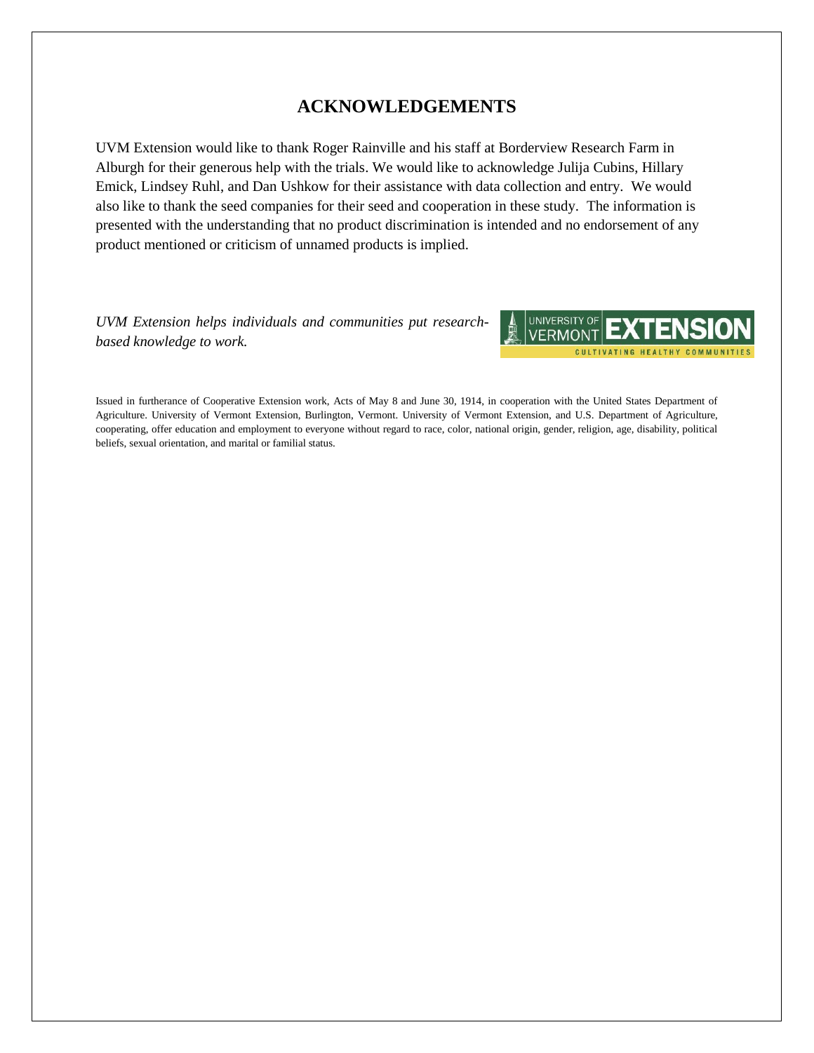## ACKNOWLEDGEMENTS

UVM Extension would like to thank Roger Rainville and his staff at Borderview Research Farm in Alburgh for their generous help with the trials. We would like to acknowledge Julija Cubins, Hillary Emick, Lindsey Ruhl, and Dan Ushkow for their assistance with data collection and entry. We would also like to thank the seed companies for their seed and cooperation in these study. The information is presented with the understanding that no product discrimination is intended and no endorsement of any product mentioned or criticism of unnamed products is implied.

*UVM Extension helps individuals and communities put research-based knowledge to work.*

UNIVERSITY OF VERMONT EXTENSION
CULTIVATING HEALTHY COMMUNITIES

Issued in furtherance of Cooperative Extension work, Acts of May 8 and June 30, 1914, in cooperation with the United States Department of Agriculture. University of Vermont Extension, Burlington, Vermont. University of Vermont Extension, and U.S. Department of Agriculture, cooperating, offer education and employment to everyone without regard to race, color, national origin, gender, religion, age, disability, political beliefs, sexual orientation, and marital or familial status.